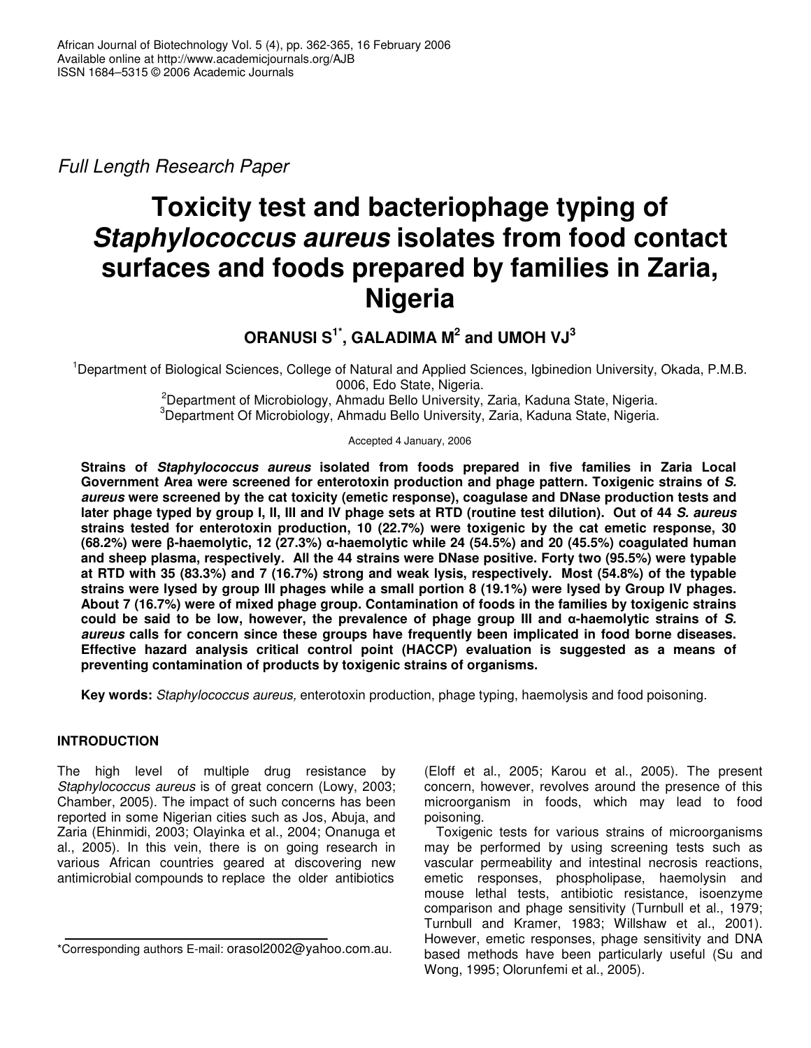Full Length Research Paper

# Toxicity test and bacteriophage typing of *Staphylococcus aureus* isolates from food contact surfaces and foods prepared by families in Zaria, Nigeria

**ORANUSI S[1*], GALADIMA M[2] and UMOH VJ[3]**

[1]Department of Biological Sciences, College of Natural and Applied Sciences, Igbinedion University, Okada, P.M.B. 0006, Edo State, Nigeria.
[2]Department of Microbiology, Ahmadu Bello University, Zaria, Kaduna State, Nigeria.
[3]Department Of Microbiology, Ahmadu Bello University, Zaria, Kaduna State, Nigeria.

Accepted 4 January, 2006

**Strains of *Staphylococcus aureus* isolated from foods prepared in five families in Zaria Local Government Area were screened for enterotoxin production and phage pattern. Toxigenic strains of *S. aureus* were screened by the cat toxicity (emetic response), coagulase and DNase production tests and later phage typed by group I, II, III and IV phage sets at RTD (routine test dilution). Out of 44 *S. aureus* strains tested for enterotoxin production, 10 (22.7%) were toxigenic by the cat emetic response, 30 (68.2%) were β-haemolytic, 12 (27.3%) α-haemolytic while 24 (54.5%) and 20 (45.5%) coagulated human and sheep plasma, respectively. All the 44 strains were DNase positive. Forty two (95.5%) were typable at RTD with 35 (83.3%) and 7 (16.7%) strong and weak lysis, respectively. Most (54.8%) of the typable strains were lysed by group III phages while a small portion 8 (19.1%) were lysed by Group IV phages. About 7 (16.7%) were of mixed phage group. Contamination of foods in the families by toxigenic strains could be said to be low, however, the prevalence of phage group III and α-haemolytic strains of *S. aureus* calls for concern since these groups have frequently been implicated in food borne diseases. Effective hazard analysis critical control point (HACCP) evaluation is suggested as a means of preventing contamination of products by toxigenic strains of organisms.**

**Key words:** *Staphylococcus aureus,* enterotoxin production, phage typing, haemolysis and food poisoning.

## INTRODUCTION

The high level of multiple drug resistance by *Staphylococcus aureus* is of great concern (Lowy, 2003; Chamber, 2005). The impact of such concerns has been reported in some Nigerian cities such as Jos, Abuja, and Zaria (Ehinmidi, 2003; Olayinka et al., 2004; Onanuga et al., 2005). In this vein, there is on going research in various African countries geared at discovering new antimicrobial compounds to replace the older antibiotics (Eloff et al., 2005; Karou et al., 2005). The present concern, however, revolves around the presence of this microorganism in foods, which may lead to food poisoning.

Toxigenic tests for various strains of microorganisms may be performed by using screening tests such as vascular permeability and intestinal necrosis reactions, emetic responses, phospholipase, haemolysin and mouse lethal tests, antibiotic resistance, isoenzyme comparison and phage sensitivity (Turnbull et al., 1979; Turnbull and Kramer, 1983; Willshaw et al., 2001). However, emetic responses, phage sensitivity and DNA based methods have been particularly useful (Su and Wong, 1995; Olorunfemi et al., 2005).

*Corresponding authors E-mail: orasol2002@yahoo.com.au.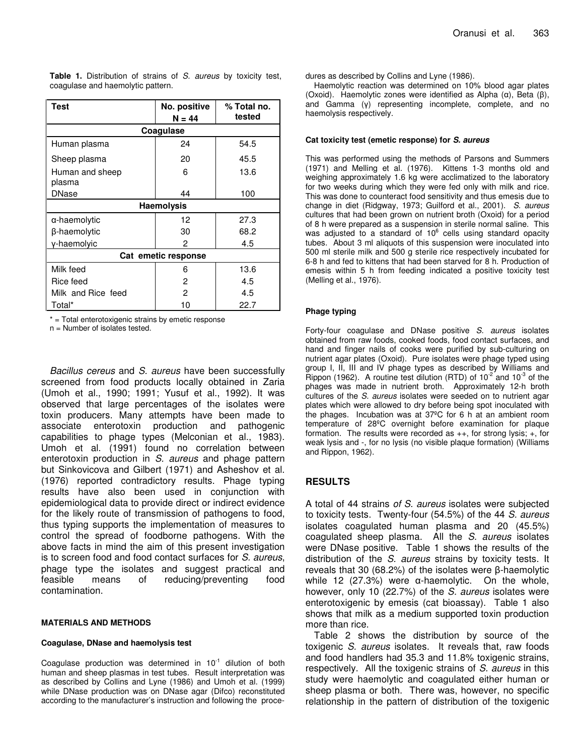**Table 1.** Distribution of strains of *S. aureus* by toxicity test, coagulase and haemolytic pattern.

| Test | No. positive N = 44 | % Total no. tested |
|---|---|---|
| **Coagulase** | | |
| Human plasma | 24 | 54.5 |
| Sheep plasma | 20 | 45.5 |
| Human and sheep plasma | 6 | 13.6 |
| DNase | 44 | 100 |
| **Haemolysis** | | |
| α-haemolytic | 12 | 27.3 |
| β-haemolytic | 30 | 68.2 |
| γ-haemolyic | 2 | 4.5 |
| **Cat emetic response** | | |
| Milk feed | 6 | 13.6 |
| Rice feed | 2 | 4.5 |
| Milk and Rice feed | 2 | 4.5 |
| Total* | 10 | 22.7 |

* = Total enterotoxigenic strains by emetic response
n = Number of isolates tested.

*Bacillus cereus* and *S. aureus* have been successfully screened from food products locally obtained in Zaria (Umoh et al., 1990; 1991; Yusuf et al., 1992). It was observed that large percentages of the isolates were toxin producers. Many attempts have been made to associate enterotoxin production and pathogenic capabilities to phage types (Melconian et al., 1983). Umoh et al. (1991) found no correlation between enterotoxin production in *S. aureus* and phage pattern but Sinkovicova and Gilbert (1971) and Asheshov et al. (1976) reported contradictory results. Phage typing results have also been used in conjunction with epidemiological data to provide direct or indirect evidence for the likely route of transmission of pathogens to food, thus typing supports the implementation of measures to control the spread of foodborne pathogens. With the above facts in mind the aim of this present investigation is to screen food and food contact surfaces for *S. aureus*, phage type the isolates and suggest practical and feasible means of reducing/preventing food contamination.

## MATERIALS AND METHODS

### Coagulase, DNase and haemolysis test

Coagulase production was determined in $10^{-1}$ dilution of both human and sheep plasmas in test tubes. Result interpretation was as described by Collins and Lyne (1986) and Umoh et al. (1999) while DNase production was on DNase agar (Difco) reconstituted according to the manufacturer's instruction and following the procedures as described by Collins and Lyne (1986).

Haemolytic reaction was determined on 10% blood agar plates (Oxoid). Haemolytic zones were identified as Alpha (α), Beta (β), and Gamma (γ) representing incomplete, complete, and no haemolysis respectively.

### Cat toxicity test (emetic response) for *S. aureus*

This was performed using the methods of Parsons and Summers (1971) and Melling et al. (1976). Kittens 1-3 months old and weighing approximately 1.6 kg were acclimatized to the laboratory for two weeks during which they were fed only with milk and rice. This was done to counteract food sensitivity and thus emesis due to change in diet (Ridgway, 1973; Guilford et al., 2001). *S. aureus* cultures that had been grown on nutrient broth (Oxoid) for a period of 8 h were prepared as a suspension in sterile normal saline. This was adjusted to a standard of $10^6$ cells using standard opacity tubes. About 3 ml aliquots of this suspension were inoculated into 500 ml sterile milk and 500 g sterile rice respectively incubated for 6-8 h and fed to kittens that had been starved for 8 h. Production of emesis within 5 h from feeding indicated a positive toxicity test (Melling et al., 1976).

### Phage typing

Forty-four coagulase and DNase positive *S. aureus* isolates obtained from raw foods, cooked foods, food contact surfaces, and hand and finger nails of cooks were purified by sub-culturing on nutrient agar plates (Oxoid). Pure isolates were phage typed using group I, II, III and IV phage types as described by Williams and Rippon (1962). A routine test dilution (RTD) of $10^{-2}$ and $10^{-3}$ of the phages was made in nutrient broth. Approximately 12-h broth cultures of the *S. aureus* isolates were seeded on to nutrient agar plates which were allowed to dry before being spot inoculated with the phages. Incubation was at 37ºC for 6 h at an ambient room temperature of 28ºC overnight before examination for plaque formation. The results were recorded as ++, for strong lysis; +, for weak lysis and -, for no lysis (no visible plaque formation) (Williams and Rippon, 1962).

## RESULTS

A total of 44 strains *of S. aureus* isolates were subjected to toxicity tests. Twenty-four (54.5%) of the 44 *S. aureus* isolates coagulated human plasma and 20 (45.5%) coagulated sheep plasma. All the *S. aureus* isolates were DNase positive. Table 1 shows the results of the distribution of the *S. aureus* strains by toxicity tests. It reveals that 30 (68.2%) of the isolates were β-haemolytic while 12 (27.3%) were α-haemolytic. On the whole, however, only 10 (22.7%) of the *S. aureus* isolates were enterotoxigenic by emesis (cat bioassay). Table 1 also shows that milk as a medium supported toxin production more than rice.

Table 2 shows the distribution by source of the toxigenic *S. aureus* isolates. It reveals that, raw foods and food handlers had 35.3 and 11.8% toxigenic strains, respectively. All the toxigenic strains of *S. aureus* in this study were haemolytic and coagulated either human or sheep plasma or both. There was, however, no specific relationship in the pattern of distribution of the toxigenic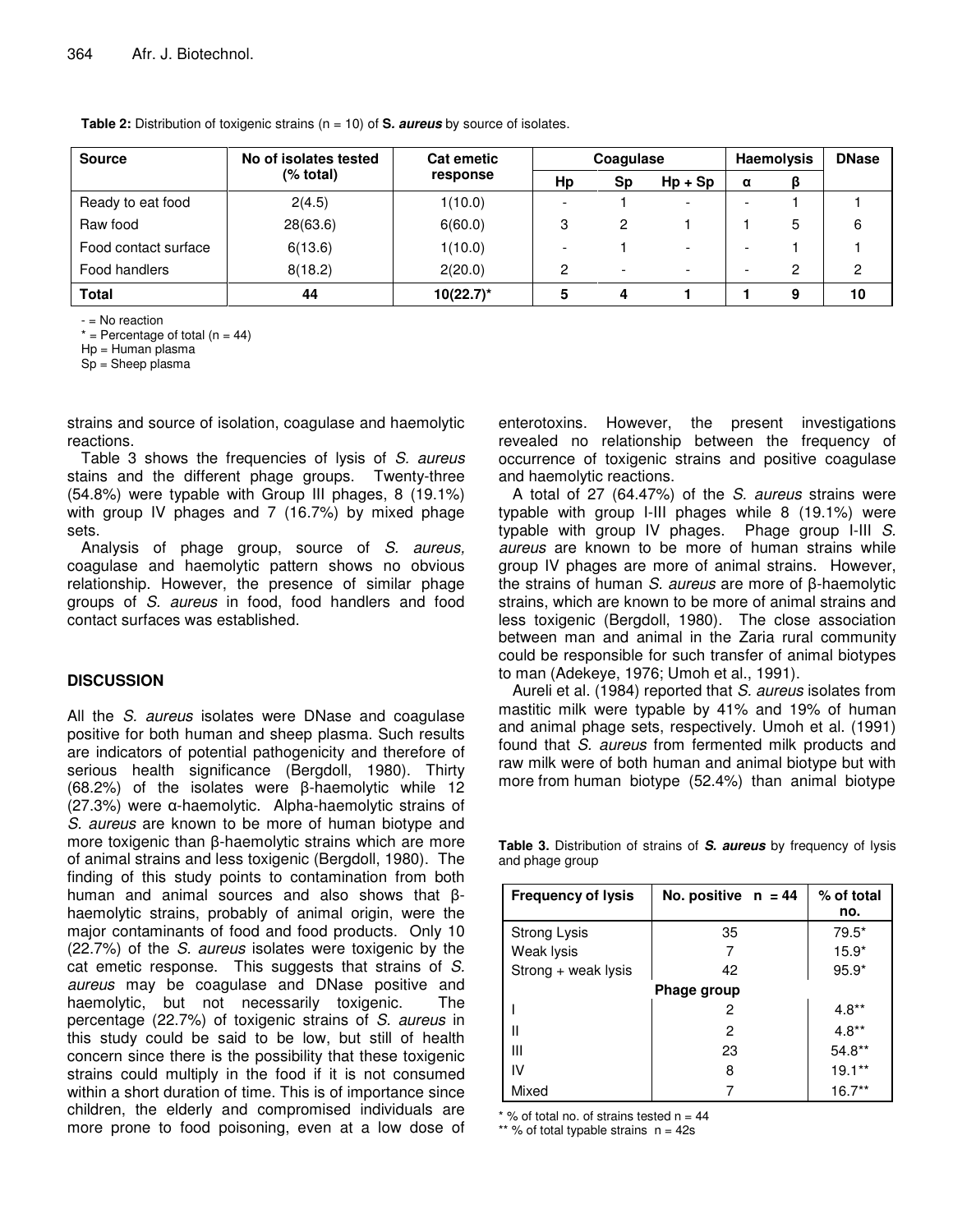**Table 2:** Distribution of toxigenic strains (n = 10) of ***S. aureus*** by source of isolates.

| Source | No of isolates tested (% total) | Cat emetic response | Coagulase | | | Haemolysis | | DNase |
|---|---|---|---|---|---|---|---|---|
| | | | Hp | Sp | Hp + Sp | α | β | |
| Ready to eat food | 2(4.5) | 1(10.0) | - | 1 | - | - | 1 | 1 |
| Raw food | 28(63.6) | 6(60.0) | 3 | 2 | 1 | 1 | 5 | 6 |
| Food contact surface | 6(13.6) | 1(10.0) | - | 1 | - | - | 1 | 1 |
| Food handlers | 8(18.2) | 2(20.0) | 2 | - | - | - | 2 | 2 |
| **Total** | **44** | **10(22.7)*** | **5** | **4** | **1** | **1** | **9** | **10** |

- = No reaction
* = Percentage of total (n = 44)
Hp = Human plasma
Sp = Sheep plasma

strains and source of isolation, coagulase and haemolytic reactions.

Table 3 shows the frequencies of lysis of *S. aureus* stains and the different phage groups. Twenty-three (54.8%) were typable with Group III phages, 8 (19.1%) with group IV phages and 7 (16.7%) by mixed phage sets.

Analysis of phage group, source of *S. aureus,* coagulase and haemolytic pattern shows no obvious relationship. However, the presence of similar phage groups of *S. aureus* in food, food handlers and food contact surfaces was established.

## DISCUSSION

All the *S. aureus* isolates were DNase and coagulase positive for both human and sheep plasma. Such results are indicators of potential pathogenicity and therefore of serious health significance (Bergdoll, 1980). Thirty (68.2%) of the isolates were β-haemolytic while 12 (27.3%) were α-haemolytic. Alpha-haemolytic strains of *S. aureus* are known to be more of human biotype and more toxigenic than β-haemolytic strains which are more of animal strains and less toxigenic (Bergdoll, 1980). The finding of this study points to contamination from both human and animal sources and also shows that β-haemolytic strains, probably of animal origin, were the major contaminants of food and food products. Only 10 (22.7%) of the *S. aureus* isolates were toxigenic by the cat emetic response. This suggests that strains of *S. aureus* may be coagulase and DNase positive and haemolytic, but not necessarily toxigenic. The percentage (22.7%) of toxigenic strains of *S. aureus* in this study could be said to be low, but still of health concern since there is the possibility that these toxigenic strains could multiply in the food if it is not consumed within a short duration of time. This is of importance since children, the elderly and compromised individuals are more prone to food poisoning, even at a low dose of enterotoxins. However, the present investigations revealed no relationship between the frequency of occurrence of toxigenic strains and positive coagulase and haemolytic reactions.

A total of 27 (64.47%) of the *S. aureus* strains were typable with group I-III phages while 8 (19.1%) were typable with group IV phages. Phage group I-III *S. aureus* are known to be more of human strains while group IV phages are more of animal strains. However, the strains of human *S. aureus* are more of β-haemolytic strains, which are known to be more of animal strains and less toxigenic (Bergdoll, 1980). The close association between man and animal in the Zaria rural community could be responsible for such transfer of animal biotypes to man (Adekeye, 1976; Umoh et al., 1991).

Aureli et al. (1984) reported that *S. aureus* isolates from mastitic milk were typable by 41% and 19% of human and animal phage sets, respectively. Umoh et al. (1991) found that *S. aureus* from fermented milk products and raw milk were of both human and animal biotype but with more from human biotype (52.4%) than animal biotype

**Table 3.** Distribution of strains of ***S. aureus*** by frequency of lysis and phage group

| Frequency of lysis | No. positive n = 44 | % of total no. |
|---|---|---|
| Strong Lysis | 35 | 79.5* |
| Weak lysis | 7 | 15.9* |
| Strong + weak lysis | 42 | 95.9* |
| **Phage group** | | |
| I | 2 | 4.8** |
| II | 2 | 4.8** |
| III | 23 | 54.8** |
| IV | 8 | 19.1** |
| Mixed | 7 | 16.7** |

* % of total no. of strains tested n = 44
** % of total typable strains n = 42s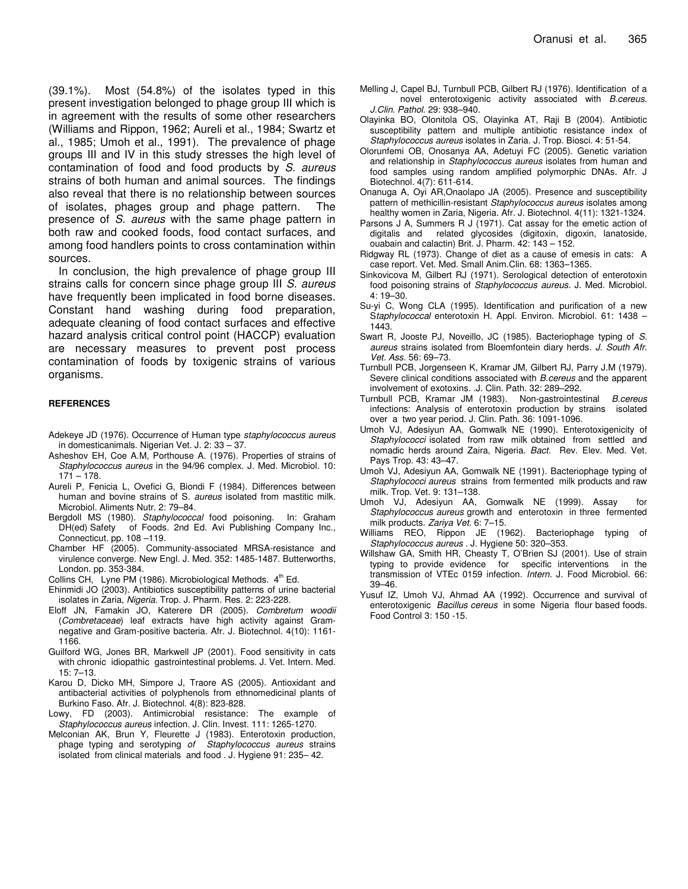(39.1%). Most (54.8%) of the isolates typed in this present investigation belonged to phage group III which is in agreement with the results of some other researchers (Williams and Rippon, 1962; Aureli et al., 1984; Swartz et al., 1985; Umoh et al., 1991). The prevalence of phage groups III and IV in this study stresses the high level of contamination of food and food products by *S. aureus* strains of both human and animal sources. The findings also reveal that there is no relationship between sources of isolates, phages group and phage pattern. The presence of *S. aureus* with the same phage pattern in both raw and cooked foods, food contact surfaces, and among food handlers points to cross contamination within sources.

In conclusion, the high prevalence of phage group III strains calls for concern since phage group III *S. aureus* have frequently been implicated in food borne diseases. Constant hand washing during food preparation, adequate cleaning of food contact surfaces and effective hazard analysis critical control point (HACCP) evaluation are necessary measures to prevent post process contamination of foods by toxigenic strains of various organisms.

## REFERENCES

Adekeye JD (1976). Occurrence of Human type *staphylococcus aureus* in domesticanimals. Nigerian Vet. J. 2: 33 – 37.

Asheshov EH, Coe A.M, Porthouse A. (1976). Properties of strains of *Staphylococcus aureus* in the 94/96 complex. J. Med. Microbiol. 10: 171 – 178.

Aureli P, Fenicia L, Ovefici G, Biondi F (1984). Differences between human and bovine strains of S. *aureus* isolated from mastitic milk. Microbiol. Aliments Nutr. 2: 79–84.

Bergdoll MS (1980). *Staphylococcal* food poisoning. In: Graham DH(ed) Safety of Foods. 2nd Ed. Avi Publishing Company Inc., Connecticut. pp. 108 –119.

Chamber HF (2005). Community-associated MRSA-resistance and virulence converge. New Engl. J. Med. 352: 1485-1487. Butterworths, London. pp. 353-384.

Collins CH, Lyne PM (1986). Microbiological Methods. 4th Ed.

Ehinmidi JO (2003). Antibiotics susceptibility patterns of urine bacterial isolates in Zaria, *Nigeria*. Trop. J. Pharm. Res. 2: 223-228.

Eloff JN, Famakin JO, Katerere DR (2005). *Combretum woodii* (*Combretaceae*) leaf extracts have high activity against Gram-negative and Gram-positive bacteria. Afr. J. Biotechnol. 4(10): 1161-1166.

Guilford WG, Jones BR, Markwell JP (2001). Food sensitivity in cats with chronic idiopathic gastrointestinal problems. J. Vet. Intern. Med. 15: 7–13.

Karou D, Dicko MH, Simpore J, Traore AS (2005). Antioxidant and antibacterial activities of polyphenols from ethnomedicinal plants of Burkino Faso. Afr. J. Biotechnol. 4(8): 823-828.

Lowy, FD (2003). Antimicrobial resistance: The example of *Staphylococcus aureus* infection. J. Clin. Invest. 111: 1265-1270.

Melconian AK, Brun Y, Fleurette J (1983). Enterotoxin production, phage typing and serotyping *of Staphylococcus aureus* strains isolated from clinical materials and food . J. Hygiene 91: 235– 42.

Melling J, Capel BJ, Turnbull PCB, Gilbert RJ (1976). Identification of a novel enterotoxigenic activity associated with *B.cereus*. *J.Clin. Pathol.* 29: 938–940.

Olayinka BO, Olonitola OS, Olayinka AT, Raji B (2004). Antibiotic susceptibility pattern and multiple antibiotic resistance index of *Staphylococcus aureus* isolates in Zaria. J. Trop. Biosci. 4: 51-54.

Olorunfemi OB, Onosanya AA, Adetuyi FC (2005). Genetic variation and relationship in *Staphylococcus aureus* isolates from human and food samples using random amplified polymorphic DNAs. Afr. J Biotechnol. 4(7): 611-614.

Onanuga A, Oyi AR,Onaolapo JA (2005). Presence and susceptibility pattern of methicillin-resistant *Staphylococcus aureus* isolates among healthy women in Zaria, Nigeria. Afr. J. Biotechnol. 4(11): 1321-1324.

Parsons J A, Summers R J (1971). Cat assay for the emetic action of digitalis and related glycosides (digitoxin, digoxin, lanatoside, ouabain and calactin) Brit. J. Pharm. 42: 143 – 152.

Ridgway RL (1973). Change of diet as a cause of emesis in cats: A case report. Vet. Med. Small Anim.Clin. 68: 1363–1365.

Sinkovicova M, Gilbert RJ (1971). Serological detection of enterotoxin food poisoning strains of *Staphylococcus aureus*. J. Med. Microbiol. 4: 19–30.

Su-yi C, Wong CLA (1995). Identification and purification of a new S*taphylococcal* enterotoxin H. Appl. Environ. Microbiol. 61: 1438 – 1443.

Swart R, Jooste PJ, Noveillo, JC (1985). Bacteriophage typing of *S. aureus* strains isolated from Bloemfontein diary herds. *J. South Afr. Vet. Ass.* 56: 69–73.

Turnbull PCB, Jorgenseen K, Kramar JM, Gilbert RJ, Parry J.M (1979). Severe clinical conditions associated with *B.cereus* and the apparent involvement of exotoxins. .J. Clin. Path. 32: 289–292.

Turnbull PCB, Kramar JM (1983). Non-gastrointestinal *B.cereus* infections: Analysis of enterotoxin production by strains isolated over a two year period. J. Clin. Path. 36: 1091-1096.

Umoh VJ, Adesiyun AA, Gomwalk NE (1990). Enterotoxigenicity of *Staphylococci* isolated from raw milk obtained from settled and nomadic herds around Zaira, Nigeria. *Bact.* Rev. Elev. Med. Vet. Pays Trop. 43: 43–47.

Umoh VJ, Adesiyun AA, Gomwalk NE (1991). Bacteriophage typing of *Staphylococci aureus* strains from fermented milk products and raw milk. Trop. Vet. 9: 131–138.

Umoh VJ, Adesiyun AA, Gomwalk NE (1999). Assay for *Staphylococcus aureus* growth and enterotoxin in three fermented milk products. *Zariya Vet.* 6: 7–15.

Williams REO, Rippon JE (1962). Bacteriophage typing of *Staphylococcus aureus* . J. Hygiene 50: 320–353.

Willshaw GA, Smith HR, Cheasty T, O'Brien SJ (2001). Use of strain typing to provide evidence for specific interventions in the transmission of VTEc 0159 infection. *Intern*. J. Food Microbiol. 66: 39–46.

Yusuf IZ, Umoh VJ, Ahmad AA (1992). Occurrence and survival of enterotoxigenic *Bacillus cereus* in some Nigeria flour based foods. Food Control 3: 150 -15.